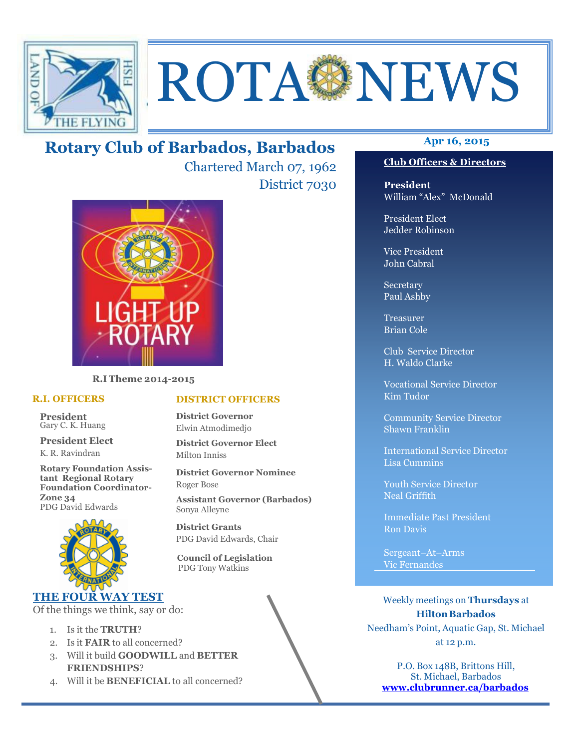# ROTA NEWS

LAND OF THE FLYING FISH

## Rotary Club of Barbados, Barbados

Chartered March 07, 1962

District 7030

Apr 16, 2015

LIGHT UP ROTARY

**R.I Theme 2014-2015**

### R.I. OFFICERS

**President**
Gary C. K. Huang

**President Elect**
K. R. Ravindran

**Rotary Foundation Assistant Regional Rotary Foundation Coordinator-Zone 34**
PDG David Edwards

### DISTRICT OFFICERS

**District Governor**
Elwin Atmodimedjo

**District Governor Elect**
Milton Inniss

**District Governor Nominee**
Roger Bose

**Assistant Governor (Barbados)**
Sonya Alleyne

**District Grants**
PDG David Edwards, Chair

**Council of Legislation**
PDG Tony Watkins

### THE FOUR WAY TEST

Of the things we think, say or do:

1. Is it the **TRUTH**?
2. Is it **FAIR** to all concerned?
3. Will it build **GOODWILL** and **BETTER FRIENDSHIPS**?
4. Will it be **BENEFICIAL** to all concerned?

### Club Officers & Directors

**President**
William "Alex" McDonald

President Elect
Jedder Robinson

Vice President
John Cabral

Secretary
Paul Ashby

Treasurer
Brian Cole

Club Service Director
H. Waldo Clarke

Vocational Service Director
Kim Tudor

Community Service Director
Shawn Franklin

International Service Director
Lisa Cummins

Youth Service Director
Neal Griffith

Immediate Past President
Ron Davis

Sergeant–At–Arms
Vic Fernandes

Weekly meetings on **Thursdays** at **Hilton Barbados**
Needham's Point, Aquatic Gap, St. Michael
at 12 p.m.

P.O. Box 148B, Brittons Hill,
St. Michael, Barbados
**www.clubrunner.ca/barbados**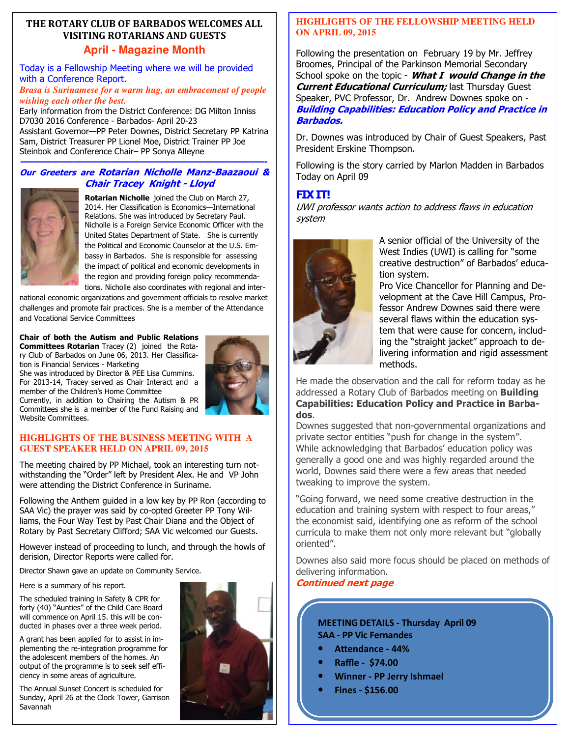## THE ROTARY CLUB OF BARBADOS WELCOMES ALL VISITING ROTARIANS AND GUESTS

### April - Magazine Month

Today is a Fellowship Meeting where we will be provided with a Conference Report.

*Brasa is Surinamese for a warm hug, an embracement of people wishing each other the best.*

Early information from the District Conference: DG Milton Inniss D7030 2016 Conference - Barbados- April 20-23

Assistant Governor—PP Peter Downes, District Secretary PP Katrina Sam, District Treasurer PP Lionel Moe, District Trainer PP Joe Steinbok and Conference Chair– PP Sonya Alleyne

---

***Our Greeters are Rotarian Nicholle Manz-Baazaoui & Chair Tracey Knight - Lloyd***

**Rotarian Nicholle** joined the Club on March 27, 2014. Her Classification is Economics—International Relations. She was introduced by Secretary Paul. Nicholle is a Foreign Service Economic Officer with the United States Department of State. She is currently the Political and Economic Counselor at the U.S. Embassy in Barbados. She is responsible for assessing the impact of political and economic developments in the region and providing foreign policy recommendations. Nicholle also coordinates with regional and international economic organizations and government officials to resolve market challenges and promote fair practices. She is a member of the Attendance and Vocational Service Committees

**Chair of both the Autism and Public Relations Committees Rotarian** Tracey (2) joined the Rotary Club of Barbados on June 06, 2013. Her Classification is Financial Services - Marketing

She was introduced by Director & PEE Lisa Cummins. For 2013-14, Tracey served as Chair Interact and a member of the Children's Home Committee

Currently, in addition to Chairing the Autism & PR Committees she is a member of the Fund Raising and Website Committees.

## HIGHLIGHTS OF THE BUSINESS MEETING WITH A GUEST SPEAKER HELD ON APRIL 09, 2015

The meeting chaired by PP Michael, took an interesting turn notwithstanding the "Order" left by President Alex. He and VP John were attending the District Conference in Suriname.

Following the Anthem guided in a low key by PP Ron (according to SAA Vic) the prayer was said by co-opted Greeter PP Tony Williams, the Four Way Test by Past Chair Diana and the Object of Rotary by Past Secretary Clifford; SAA Vic welcomed our Guests.

However instead of proceeding to lunch, and through the howls of derision, Director Reports were called for.

Director Shawn gave an update on Community Service.

Here is a summary of his report.

The scheduled training in Safety & CPR for forty (40) "Aunties" of the Child Care Board will commence on April 15. this will be conducted in phases over a three week period.

A grant has been applied for to assist in implementing the re-integration programme for the adolescent members of the homes. An output of the programme is to seek self efficiency in some areas of agriculture.

The Annual Sunset Concert is scheduled for Sunday, April 26 at the Clock Tower, Garrison Savannah

## HIGHLIGHTS OF THE FELLOWSHIP MEETING HELD ON APRIL 09, 2015

Following the presentation on February 19 by Mr. Jeffrey Broomes, Principal of the Parkinson Memorial Secondary School spoke on the topic - ***What I would Change in the Current Educational Curriculum;*** last Thursday Guest Speaker, PVC Professor, Dr. Andrew Downes spoke on - ***Building Capabilities: Education Policy and Practice in Barbados.***

Dr. Downes was introduced by Chair of Guest Speakers, Past President Erskine Thompson.

Following is the story carried by Marlon Madden in Barbados Today on April 09

### FIX IT!

*UWI professor wants action to address flaws in education system*

A senior official of the University of the West Indies (UWI) is calling for "some creative destruction" of Barbados' education system.

Pro Vice Chancellor for Planning and Development at the Cave Hill Campus, Professor Andrew Downes said there were several flaws within the education system that were cause for concern, including the "straight jacket" approach to delivering information and rigid assessment methods.

He made the observation and the call for reform today as he addressed a Rotary Club of Barbados meeting on **Building Capabilities: Education Policy and Practice in Barbados**.

Downes suggested that non-governmental organizations and private sector entities "push for change in the system". While acknowledging that Barbados' education policy was generally a good one and was highly regarded around the world, Downes said there were a few areas that needed tweaking to improve the system.

"Going forward, we need some creative destruction in the education and training system with respect to four areas," the economist said, identifying one as reform of the school curricula to make them not only more relevant but "globally oriented".

Downes also said more focus should be placed on methods of delivering information.

***Continued next page***

**MEETING DETAILS - Thursday April 09**
**SAA - PP Vic Fernandes**

- **Attendance - 44%**
- **Raffle - $74.00**
- **Winner - PP Jerry Ishmael**
- **Fines - $156.00**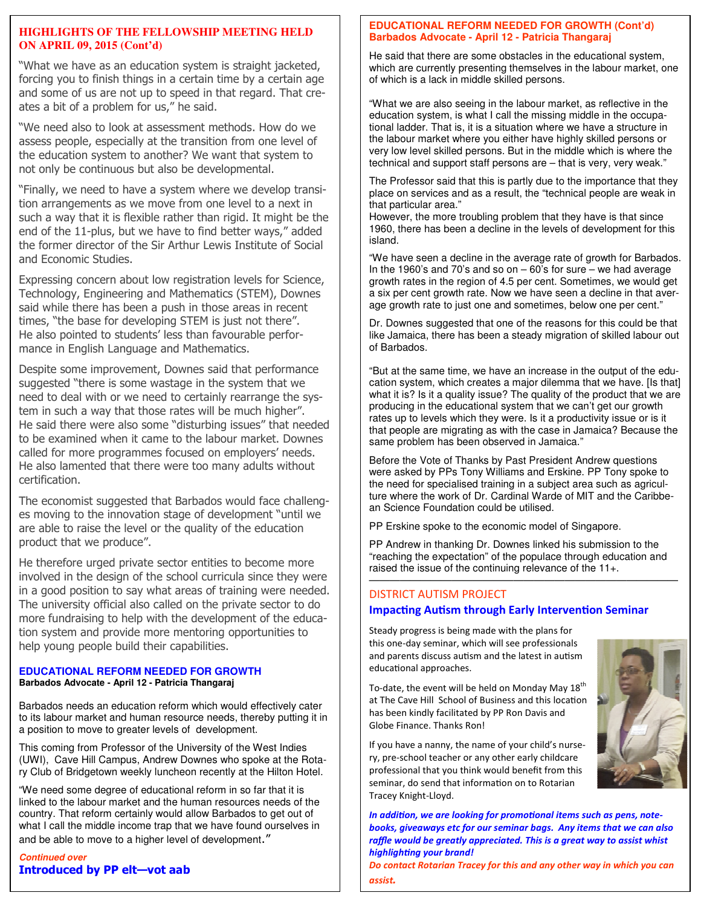## HIGHLIGHTS OF THE FELLOWSHIP MEETING HELD ON APRIL 09, 2015 (Cont'd)

"What we have as an education system is straight jacketed, forcing you to finish things in a certain time by a certain age and some of us are not up to speed in that regard. That creates a bit of a problem for us," he said.

"We need also to look at assessment methods. How do we assess people, especially at the transition from one level of the education system to another? We want that system to not only be continuous but also be developmental.

"Finally, we need to have a system where we develop transition arrangements as we move from one level to a next in such a way that it is flexible rather than rigid. It might be the end of the 11-plus, but we have to find better ways," added the former director of the Sir Arthur Lewis Institute of Social and Economic Studies.

Expressing concern about low registration levels for Science, Technology, Engineering and Mathematics (STEM), Downes said while there has been a push in those areas in recent times, "the base for developing STEM is just not there". He also pointed to students' less than favourable performance in English Language and Mathematics.

Despite some improvement, Downes said that performance suggested "there is some wastage in the system that we need to deal with or we need to certainly rearrange the system in such a way that those rates will be much higher". He said there were also some "disturbing issues" that needed to be examined when it came to the labour market. Downes called for more programmes focused on employers' needs. He also lamented that there were too many adults without certification.

The economist suggested that Barbados would face challenges moving to the innovation stage of development "until we are able to raise the level or the quality of the education product that we produce".

He therefore urged private sector entities to become more involved in the design of the school curricula since they were in a good position to say what areas of training were needed. The university official also called on the private sector to do more fundraising to help with the development of the education system and provide more mentoring opportunities to help young people build their capabilities.

### EDUCATIONAL REFORM NEEDED FOR GROWTH

**Barbados Advocate - April 12 - Patricia Thangaraj**

Barbados needs an education reform which would effectively cater to its labour market and human resource needs, thereby putting it in a position to move to greater levels of development.

This coming from Professor of the University of the West Indies (UWI), Cave Hill Campus, Andrew Downes who spoke at the Rotary Club of Bridgetown weekly luncheon recently at the Hilton Hotel.

"We need some degree of educational reform in so far that it is linked to the labour market and the human resources needs of the country. That reform certainly would allow Barbados to get out of what I call the middle income trap that we have found ourselves in and be able to move to a higher level of development."

*Continued over*

**Introduced by PP elt—vot aab**

### EDUCATIONAL REFORM NEEDED FOR GROWTH (Cont'd)

**Barbados Advocate - April 12 - Patricia Thangaraj**

He said that there are some obstacles in the educational system, which are currently presenting themselves in the labour market, one of which is a lack in middle skilled persons.

"What we are also seeing in the labour market, as reflective in the education system, is what I call the missing middle in the occupational ladder. That is, it is a situation where we have a structure in the labour market where you either have highly skilled persons or very low level skilled persons. But in the middle which is where the technical and support staff persons are – that is very, very weak."

The Professor said that this is partly due to the importance that they place on services and as a result, the "technical people are weak in that particular area."

However, the more troubling problem that they have is that since 1960, there has been a decline in the levels of development for this island.

"We have seen a decline in the average rate of growth for Barbados. In the 1960's and 70's and so on – 60's for sure – we had average growth rates in the region of 4.5 per cent. Sometimes, we would get a six per cent growth rate. Now we have seen a decline in that average growth rate to just one and sometimes, below one per cent."

Dr. Downes suggested that one of the reasons for this could be that like Jamaica, there has been a steady migration of skilled labour out of Barbados.

"But at the same time, we have an increase in the output of the education system, which creates a major dilemma that we have. [Is that] what it is? Is it a quality issue? The quality of the product that we are producing in the educational system that we can't get our growth rates up to levels which they were. Is it a productivity issue or is it that people are migrating as with the case in Jamaica? Because the same problem has been observed in Jamaica."

Before the Vote of Thanks by Past President Andrew questions were asked by PPs Tony Williams and Erskine. PP Tony spoke to the need for specialised training in a subject area such as agriculture where the work of Dr. Cardinal Warde of MIT and the Caribbean Science Foundation could be utilised.

PP Erskine spoke to the economic model of Singapore.

PP Andrew in thanking Dr. Downes linked his submission to the "reaching the expectation" of the populace through education and raised the issue of the continuing relevance of the 11+.

---

## DISTRICT AUTISM PROJECT

### Impacting Autism through Early Intervention Seminar

Steady progress is being made with the plans for this one-day seminar, which will see professionals and parents discuss autism and the latest in autism educational approaches.

To-date, the event will be held on Monday May 18th at The Cave Hill School of Business and this location has been kindly facilitated by PP Ron Davis and Globe Finance. Thanks Ron!

If you have a nanny, the name of your child's nursery, pre-school teacher or any other early childcare professional that you think would benefit from this seminar, do send that information on to Rotarian Tracey Knight-Lloyd.

***In addition, we are looking for promotional items such as pens, notebooks, giveaways etc for our seminar bags. Any items that we can also raffle would be greatly appreciated. This is a great way to assist whist highlighting your brand!***

***Do contact Rotarian Tracey for this and any other way in which you can assist.***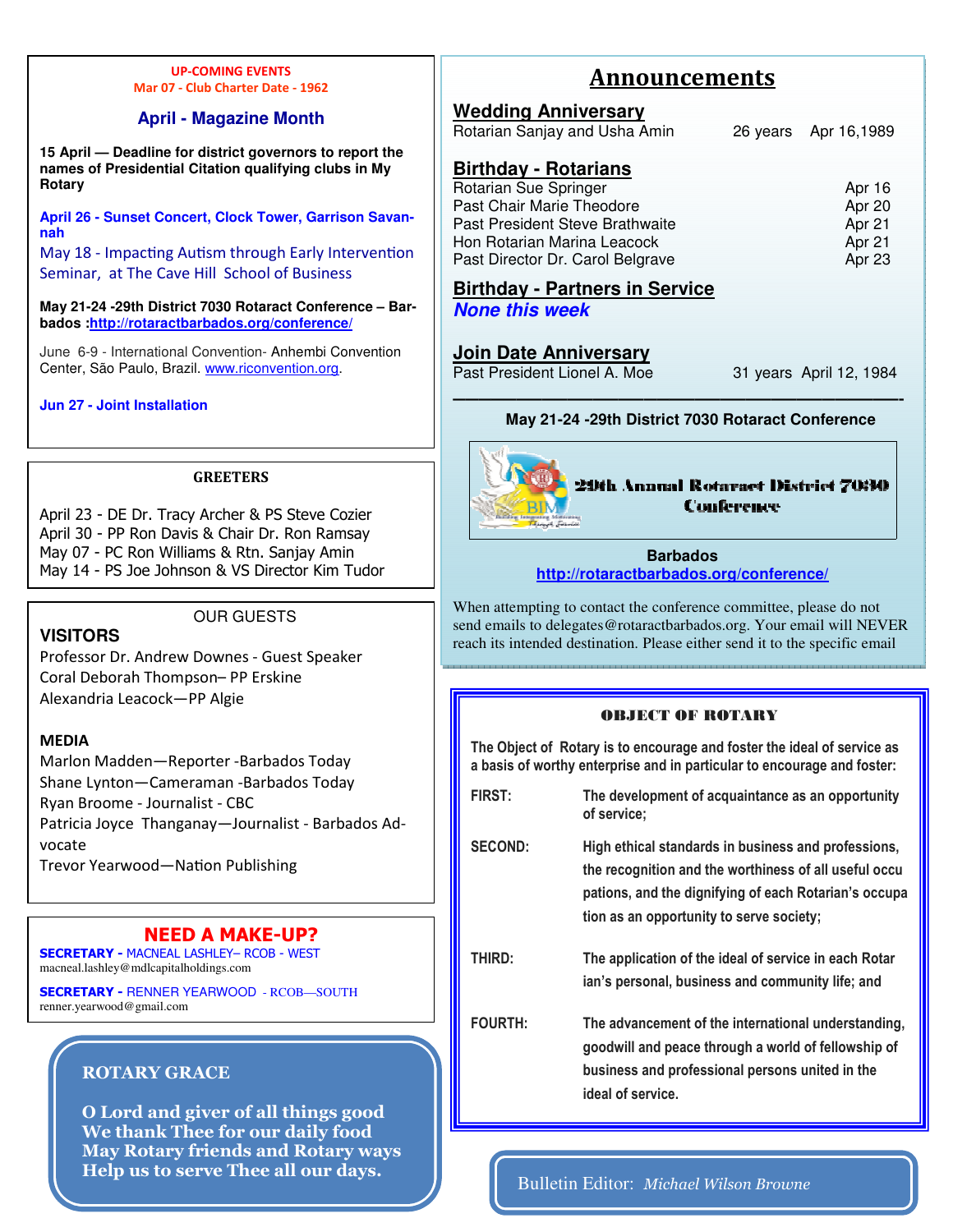**UP-COMING EVENTS**
**Mar 07 - Club Charter Date - 1962**

### April - Magazine Month

**15 April — Deadline for district governors to report the names of Presidential Citation qualifying clubs in My Rotary**

**April 26 - Sunset Concert, Clock Tower, Garrison Savannah**

May 18 - Impacting Autism through Early Intervention Seminar, at The Cave Hill School of Business

**May 21-24 -29th District 7030 Rotaract Conference – Barbados :http://rotaractbarbados.org/conference/**

June 6-9 - International Convention- Anhembi Convention Center, São Paulo, Brazil. www.riconvention.org.

**Jun 27 - Joint Installation**

**GREETERS**

April 23 - DE Dr. Tracy Archer & PS Steve Cozier
April 30 - PP Ron Davis & Chair Dr. Ron Ramsay
May 07 - PC Ron Williams & Rtn. Sanjay Amin
May 14 - PS Joe Johnson & VS Director Kim Tudor

OUR GUESTS

**VISITORS**

Professor Dr. Andrew Downes - Guest Speaker
Coral Deborah Thompson– PP Erskine
Alexandria Leacock—PP Algie

**MEDIA**

Marlon Madden—Reporter -Barbados Today
Shane Lynton—Cameraman -Barbados Today
Ryan Broome - Journalist - CBC
Patricia Joyce Thanganay—Journalist - Barbados Advocate
Trevor Yearwood—Nation Publishing

**NEED A MAKE-UP?**

**SECRETARY -** MACNEAL LASHLEY– RCOB - WEST
macneal.lashley@mdlcapitalholdings.com

**SECRETARY -** RENNER YEARWOOD - RCOB—SOUTH
renner.yearwood@gmail.com

**ROTARY GRACE**

**O Lord and giver of all things good**
**We thank Thee for our daily food**
**May Rotary friends and Rotary ways**
**Help us to serve Thee all our days.**

# Announcements

## Wedding Anniversary

| | | |
|---|---|---|
| Rotarian Sanjay and Usha Amin | 26 years | Apr 16,1989 |

## Birthday - Rotarians

| | |
|---|---|
| Rotarian Sue Springer | Apr 16 |
| Past Chair Marie Theodore | Apr 20 |
| Past President Steve Brathwaite | Apr 21 |
| Hon Rotarian Marina Leacock | Apr 21 |
| Past Director Dr. Carol Belgrave | Apr 23 |

## Birthday - Partners in Service

***None this week***

## Join Date Anniversary

| | | |
|---|---|---|
| Past President Lionel A. Moe | 31 years | April 12, 1984 |

---

**May 21-24 -29th District 7030 Rotaract Conference**

29th Annual Rotaract District 7030 Conference

**Barbados**
**http://rotaractbarbados.org/conference/**

When attempting to contact the conference committee, please do not send emails to delegates@rotaractbarbados.org. Your email will NEVER reach its intended destination. Please either send it to the specific email

**OBJECT OF ROTARY**

**The Object of Rotary is to encourage and foster the ideal of service as a basis of worthy enterprise and in particular to encourage and foster:**

**FIRST:** The development of acquaintance as an opportunity of service;

**SECOND:** High ethical standards in business and professions, the recognition and the worthiness of all useful occupations, and the dignifying of each Rotarian's occupation as an opportunity to serve society;

**THIRD:** The application of the ideal of service in each Rotarian's personal, business and community life; and

**FOURTH:** The advancement of the international understanding, goodwill and peace through a world of fellowship of business and professional persons united in the ideal of service.

Bulletin Editor: *Michael Wilson Browne*